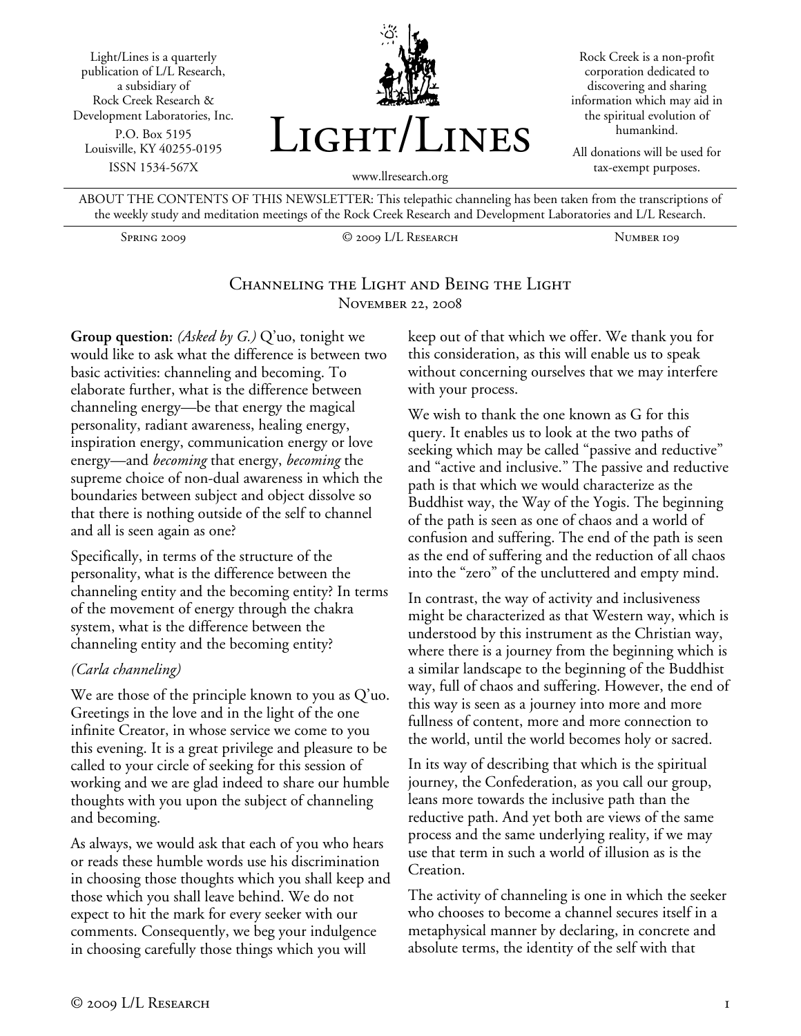Light/Lines is a quarterly publication of L/L Research, a subsidiary of Rock Creek Research & Development Laboratories, Inc.
P.O. Box 5195
Louisville, KY 40255-0195
ISSN 1534-567X

# Light/Lines

www.llresearch.org

Rock Creek is a non-profit corporation dedicated to discovering and sharing information which may aid in the spiritual evolution of humankind.

All donations will be used for tax-exempt purposes.

ABOUT THE CONTENTS OF THIS NEWSLETTER: This telepathic channeling has been taken from the transcriptions of the weekly study and meditation meetings of the Rock Creek Research and Development Laboratories and L/L Research.

Spring 2009 | © 2009 L/L Research | Number 109

## Channeling the Light and Being the Light
November 22, 2008

**Group question:** *(Asked by G.)* Q'uo, tonight we would like to ask what the difference is between two basic activities: channeling and becoming. To elaborate further, what is the difference between channeling energy—be that energy the magical personality, radiant awareness, healing energy, inspiration energy, communication energy or love energy—and *becoming* that energy, *becoming* the supreme choice of non-dual awareness in which the boundaries between subject and object dissolve so that there is nothing outside of the self to channel and all is seen again as one?

Specifically, in terms of the structure of the personality, what is the difference between the channeling entity and the becoming entity? In terms of the movement of energy through the chakra system, what is the difference between the channeling entity and the becoming entity?

*(Carla channeling)*

We are those of the principle known to you as Q'uo. Greetings in the love and in the light of the one infinite Creator, in whose service we come to you this evening. It is a great privilege and pleasure to be called to your circle of seeking for this session of working and we are glad indeed to share our humble thoughts with you upon the subject of channeling and becoming.

As always, we would ask that each of you who hears or reads these humble words use his discrimination in choosing those thoughts which you shall keep and those which you shall leave behind. We do not expect to hit the mark for every seeker with our comments. Consequently, we beg your indulgence in choosing carefully those things which you will keep out of that which we offer. We thank you for this consideration, as this will enable us to speak without concerning ourselves that we may interfere with your process.

We wish to thank the one known as G for this query. It enables us to look at the two paths of seeking which may be called "passive and reductive" and "active and inclusive." The passive and reductive path is that which we would characterize as the Buddhist way, the Way of the Yogis. The beginning of the path is seen as one of chaos and a world of confusion and suffering. The end of the path is seen as the end of suffering and the reduction of all chaos into the "zero" of the uncluttered and empty mind.

In contrast, the way of activity and inclusiveness might be characterized as that Western way, which is understood by this instrument as the Christian way, where there is a journey from the beginning which is a similar landscape to the beginning of the Buddhist way, full of chaos and suffering. However, the end of this way is seen as a journey into more and more fullness of content, more and more connection to the world, until the world becomes holy or sacred.

In its way of describing that which is the spiritual journey, the Confederation, as you call our group, leans more towards the inclusive path than the reductive path. And yet both are views of the same process and the same underlying reality, if we may use that term in such a world of illusion as is the Creation.

The activity of channeling is one in which the seeker who chooses to become a channel secures itself in a metaphysical manner by declaring, in concrete and absolute terms, the identity of the self with that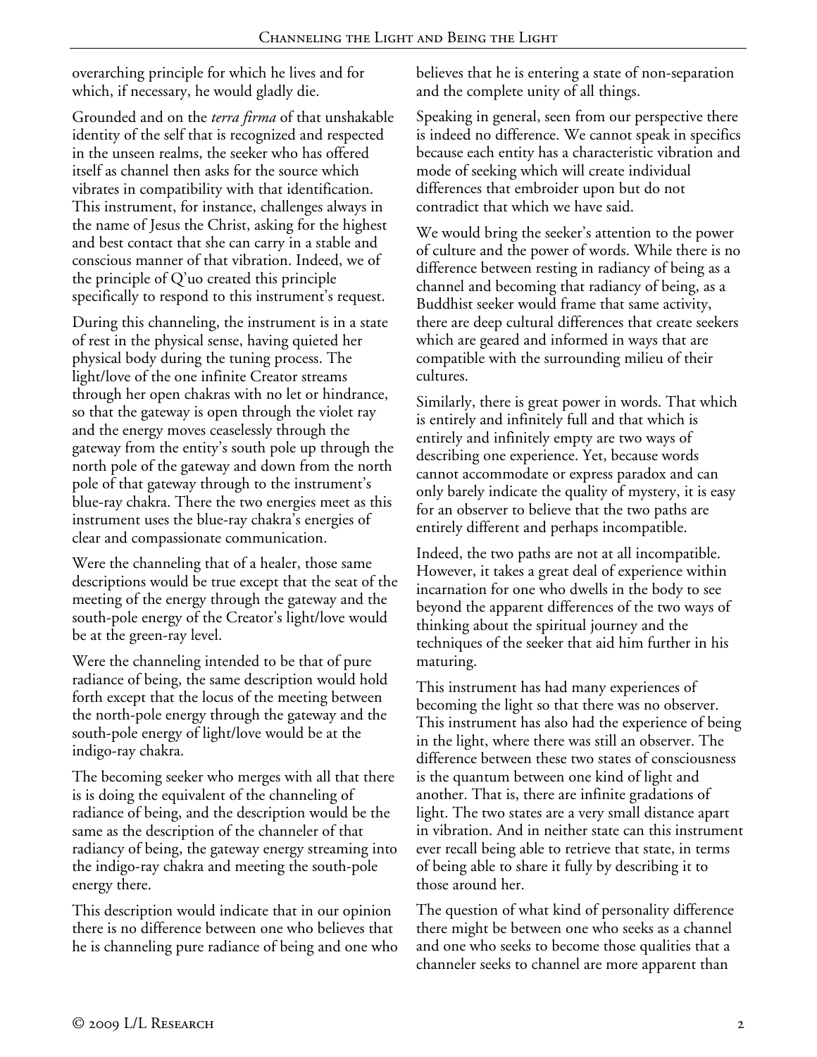overarching principle for which he lives and for which, if necessary, he would gladly die.

Grounded and on the *terra firma* of that unshakable identity of the self that is recognized and respected in the unseen realms, the seeker who has offered itself as channel then asks for the source which vibrates in compatibility with that identification. This instrument, for instance, challenges always in the name of Jesus the Christ, asking for the highest and best contact that she can carry in a stable and conscious manner of that vibration. Indeed, we of the principle of Q'uo created this principle specifically to respond to this instrument's request.

During this channeling, the instrument is in a state of rest in the physical sense, having quieted her physical body during the tuning process. The light/love of the one infinite Creator streams through her open chakras with no let or hindrance, so that the gateway is open through the violet ray and the energy moves ceaselessly through the gateway from the entity's south pole up through the north pole of the gateway and down from the north pole of that gateway through to the instrument's blue-ray chakra. There the two energies meet as this instrument uses the blue-ray chakra's energies of clear and compassionate communication.

Were the channeling that of a healer, those same descriptions would be true except that the seat of the meeting of the energy through the gateway and the south-pole energy of the Creator's light/love would be at the green-ray level.

Were the channeling intended to be that of pure radiance of being, the same description would hold forth except that the locus of the meeting between the north-pole energy through the gateway and the south-pole energy of light/love would be at the indigo-ray chakra.

The becoming seeker who merges with all that there is is doing the equivalent of the channeling of radiance of being, and the description would be the same as the description of the channeler of that radiancy of being, the gateway energy streaming into the indigo-ray chakra and meeting the south-pole energy there.

This description would indicate that in our opinion there is no difference between one who believes that he is channeling pure radiance of being and one who believes that he is entering a state of non-separation and the complete unity of all things.

Speaking in general, seen from our perspective there is indeed no difference. We cannot speak in specifics because each entity has a characteristic vibration and mode of seeking which will create individual differences that embroider upon but do not contradict that which we have said.

We would bring the seeker's attention to the power of culture and the power of words. While there is no difference between resting in radiancy of being as a channel and becoming that radiancy of being, as a Buddhist seeker would frame that same activity, there are deep cultural differences that create seekers which are geared and informed in ways that are compatible with the surrounding milieu of their cultures.

Similarly, there is great power in words. That which is entirely and infinitely full and that which is entirely and infinitely empty are two ways of describing one experience. Yet, because words cannot accommodate or express paradox and can only barely indicate the quality of mystery, it is easy for an observer to believe that the two paths are entirely different and perhaps incompatible.

Indeed, the two paths are not at all incompatible. However, it takes a great deal of experience within incarnation for one who dwells in the body to see beyond the apparent differences of the two ways of thinking about the spiritual journey and the techniques of the seeker that aid him further in his maturing.

This instrument has had many experiences of becoming the light so that there was no observer. This instrument has also had the experience of being in the light, where there was still an observer. The difference between these two states of consciousness is the quantum between one kind of light and another. That is, there are infinite gradations of light. The two states are a very small distance apart in vibration. And in neither state can this instrument ever recall being able to retrieve that state, in terms of being able to share it fully by describing it to those around her.

The question of what kind of personality difference there might be between one who seeks as a channel and one who seeks to become those qualities that a channeler seeks to channel are more apparent than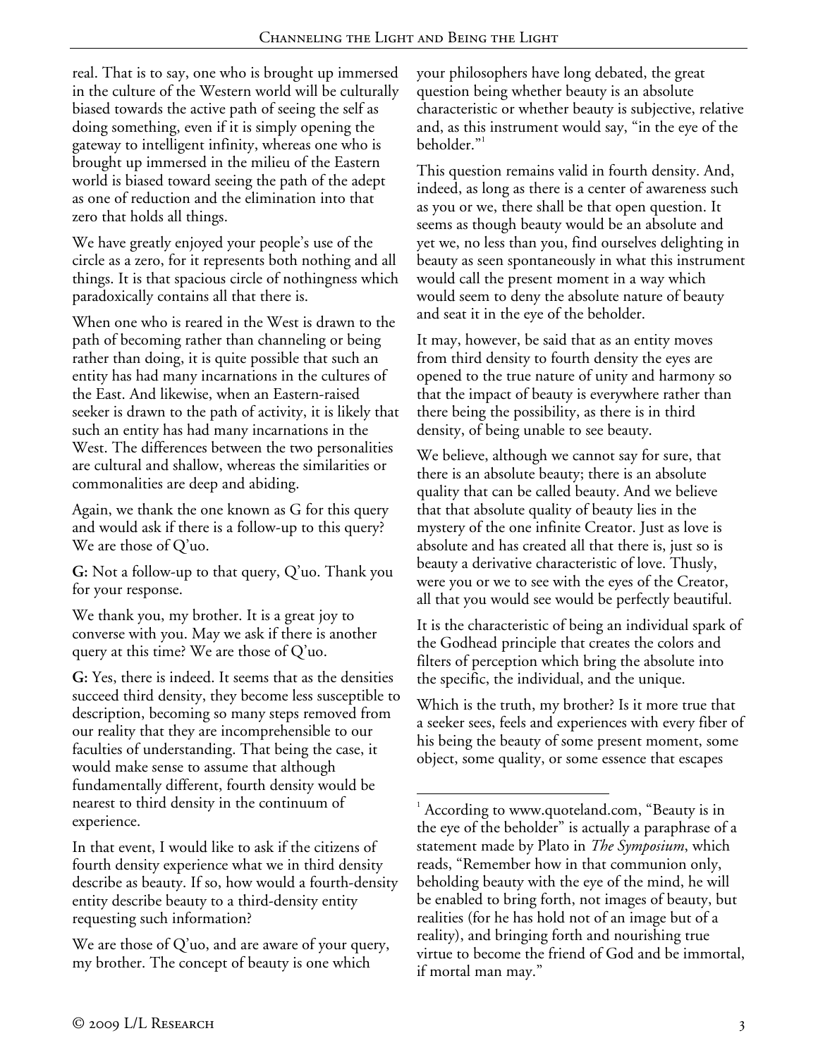real. That is to say, one who is brought up immersed in the culture of the Western world will be culturally biased towards the active path of seeing the self as doing something, even if it is simply opening the gateway to intelligent infinity, whereas one who is brought up immersed in the milieu of the Eastern world is biased toward seeing the path of the adept as one of reduction and the elimination into that zero that holds all things.

We have greatly enjoyed your people's use of the circle as a zero, for it represents both nothing and all things. It is that spacious circle of nothingness which paradoxically contains all that there is.

When one who is reared in the West is drawn to the path of becoming rather than channeling or being rather than doing, it is quite possible that such an entity has had many incarnations in the cultures of the East. And likewise, when an Eastern-raised seeker is drawn to the path of activity, it is likely that such an entity has had many incarnations in the West. The differences between the two personalities are cultural and shallow, whereas the similarities or commonalities are deep and abiding.

Again, we thank the one known as G for this query and would ask if there is a follow-up to this query? We are those of Q'uo.

**G:** Not a follow-up to that query, Q'uo. Thank you for your response.

We thank you, my brother. It is a great joy to converse with you. May we ask if there is another query at this time? We are those of Q'uo.

**G:** Yes, there is indeed. It seems that as the densities succeed third density, they become less susceptible to description, becoming so many steps removed from our reality that they are incomprehensible to our faculties of understanding. That being the case, it would make sense to assume that although fundamentally different, fourth density would be nearest to third density in the continuum of experience.

In that event, I would like to ask if the citizens of fourth density experience what we in third density describe as beauty. If so, how would a fourth-density entity describe beauty to a third-density entity requesting such information?

We are those of Q'uo, and are aware of your query, my brother. The concept of beauty is one which your philosophers have long debated, the great question being whether beauty is an absolute characteristic or whether beauty is subjective, relative and, as this instrument would say, "in the eye of the beholder."[1]

This question remains valid in fourth density. And, indeed, as long as there is a center of awareness such as you or we, there shall be that open question. It seems as though beauty would be an absolute and yet we, no less than you, find ourselves delighting in beauty as seen spontaneously in what this instrument would call the present moment in a way which would seem to deny the absolute nature of beauty and seat it in the eye of the beholder.

It may, however, be said that as an entity moves from third density to fourth density the eyes are opened to the true nature of unity and harmony so that the impact of beauty is everywhere rather than there being the possibility, as there is in third density, of being unable to see beauty.

We believe, although we cannot say for sure, that there is an absolute beauty; there is an absolute quality that can be called beauty. And we believe that that absolute quality of beauty lies in the mystery of the one infinite Creator. Just as love is absolute and has created all that there is, just so is beauty a derivative characteristic of love. Thusly, were you or we to see with the eyes of the Creator, all that you would see would be perfectly beautiful.

It is the characteristic of being an individual spark of the Godhead principle that creates the colors and filters of perception which bring the absolute into the specific, the individual, and the unique.

Which is the truth, my brother? Is it more true that a seeker sees, feels and experiences with every fiber of his being the beauty of some present moment, some object, some quality, or some essence that escapes

---

[1] According to www.quoteland.com, "Beauty is in the eye of the beholder" is actually a paraphrase of a statement made by Plato in *The Symposium*, which reads, "Remember how in that communion only, beholding beauty with the eye of the mind, he will be enabled to bring forth, not images of beauty, but realities (for he has hold not of an image but of a reality), and bringing forth and nourishing true virtue to become the friend of God and be immortal, if mortal man may."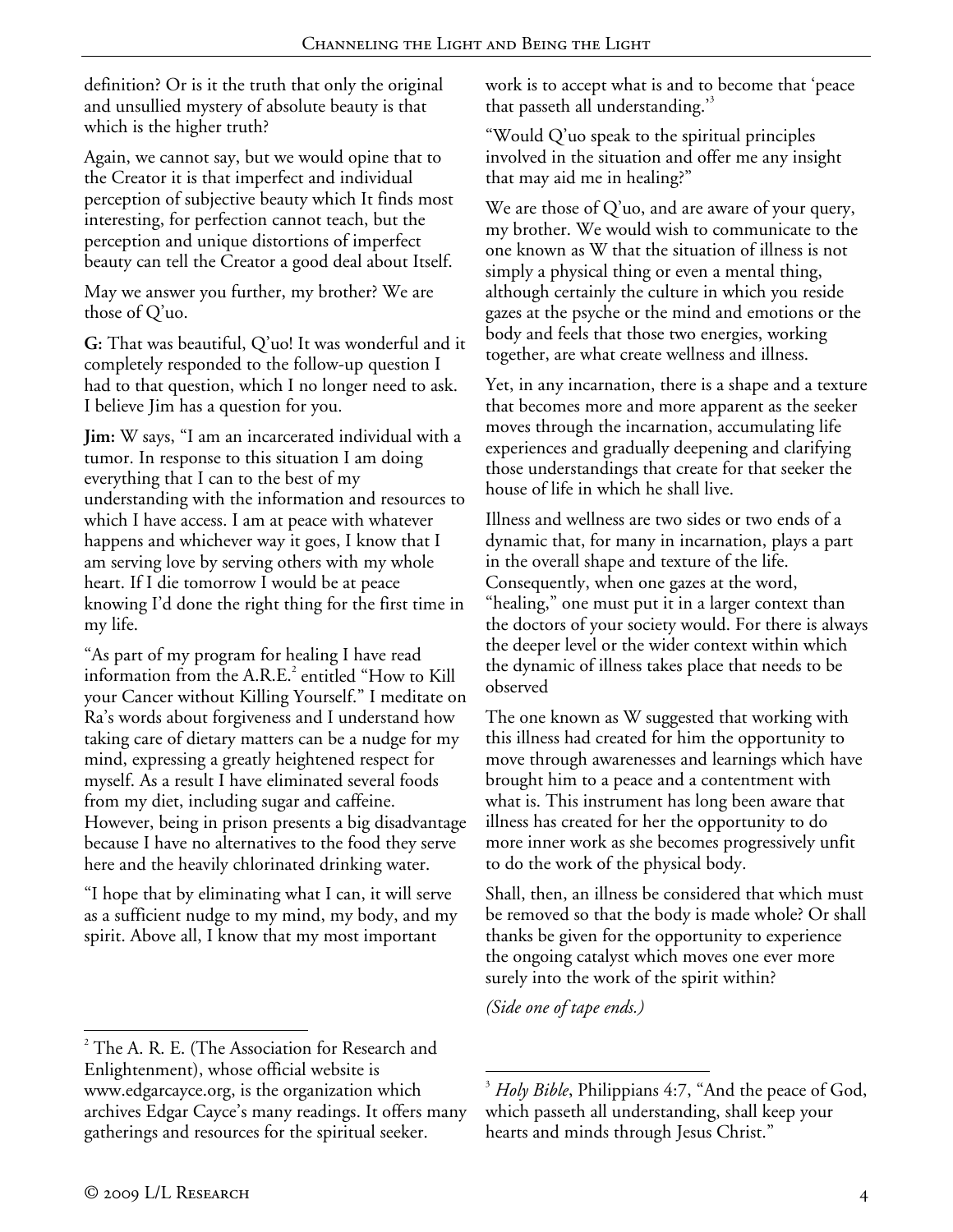definition? Or is it the truth that only the original and unsullied mystery of absolute beauty is that which is the higher truth?

Again, we cannot say, but we would opine that to the Creator it is that imperfect and individual perception of subjective beauty which It finds most interesting, for perfection cannot teach, but the perception and unique distortions of imperfect beauty can tell the Creator a good deal about Itself.

May we answer you further, my brother? We are those of Q'uo.

**G:** That was beautiful, Q'uo! It was wonderful and it completely responded to the follow-up question I had to that question, which I no longer need to ask. I believe Jim has a question for you.

**Jim:** W says, "I am an incarcerated individual with a tumor. In response to this situation I am doing everything that I can to the best of my understanding with the information and resources to which I have access. I am at peace with whatever happens and whichever way it goes, I know that I am serving love by serving others with my whole heart. If I die tomorrow I would be at peace knowing I'd done the right thing for the first time in my life.

"As part of my program for healing I have read information from the A.R.E.[2] entitled "How to Kill your Cancer without Killing Yourself." I meditate on Ra's words about forgiveness and I understand how taking care of dietary matters can be a nudge for my mind, expressing a greatly heightened respect for myself. As a result I have eliminated several foods from my diet, including sugar and caffeine. However, being in prison presents a big disadvantage because I have no alternatives to the food they serve here and the heavily chlorinated drinking water.

"I hope that by eliminating what I can, it will serve as a sufficient nudge to my mind, my body, and my spirit. Above all, I know that my most important work is to accept what is and to become that 'peace that passeth all understanding.'[3]

"Would Q'uo speak to the spiritual principles involved in the situation and offer me any insight that may aid me in healing?"

We are those of Q'uo, and are aware of your query, my brother. We would wish to communicate to the one known as W that the situation of illness is not simply a physical thing or even a mental thing, although certainly the culture in which you reside gazes at the psyche or the mind and emotions or the body and feels that those two energies, working together, are what create wellness and illness.

Yet, in any incarnation, there is a shape and a texture that becomes more and more apparent as the seeker moves through the incarnation, accumulating life experiences and gradually deepening and clarifying those understandings that create for that seeker the house of life in which he shall live.

Illness and wellness are two sides or two ends of a dynamic that, for many in incarnation, plays a part in the overall shape and texture of the life. Consequently, when one gazes at the word, "healing," one must put it in a larger context than the doctors of your society would. For there is always the deeper level or the wider context within which the dynamic of illness takes place that needs to be observed

The one known as W suggested that working with this illness had created for him the opportunity to move through awarenesses and learnings which have brought him to a peace and a contentment with what is. This instrument has long been aware that illness has created for her the opportunity to do more inner work as she becomes progressively unfit to do the work of the physical body.

Shall, then, an illness be considered that which must be removed so that the body is made whole? Or shall thanks be given for the opportunity to experience the ongoing catalyst which moves one ever more surely into the work of the spirit within?

*(Side one of tape ends.)*

---

[2] The A. R. E. (The Association for Research and Enlightenment), whose official website is www.edgarcayce.org, is the organization which archives Edgar Cayce's many readings. It offers many gatherings and resources for the spiritual seeker.

[3] *Holy Bible*, Philippians 4:7, "And the peace of God, which passeth all understanding, shall keep your hearts and minds through Jesus Christ."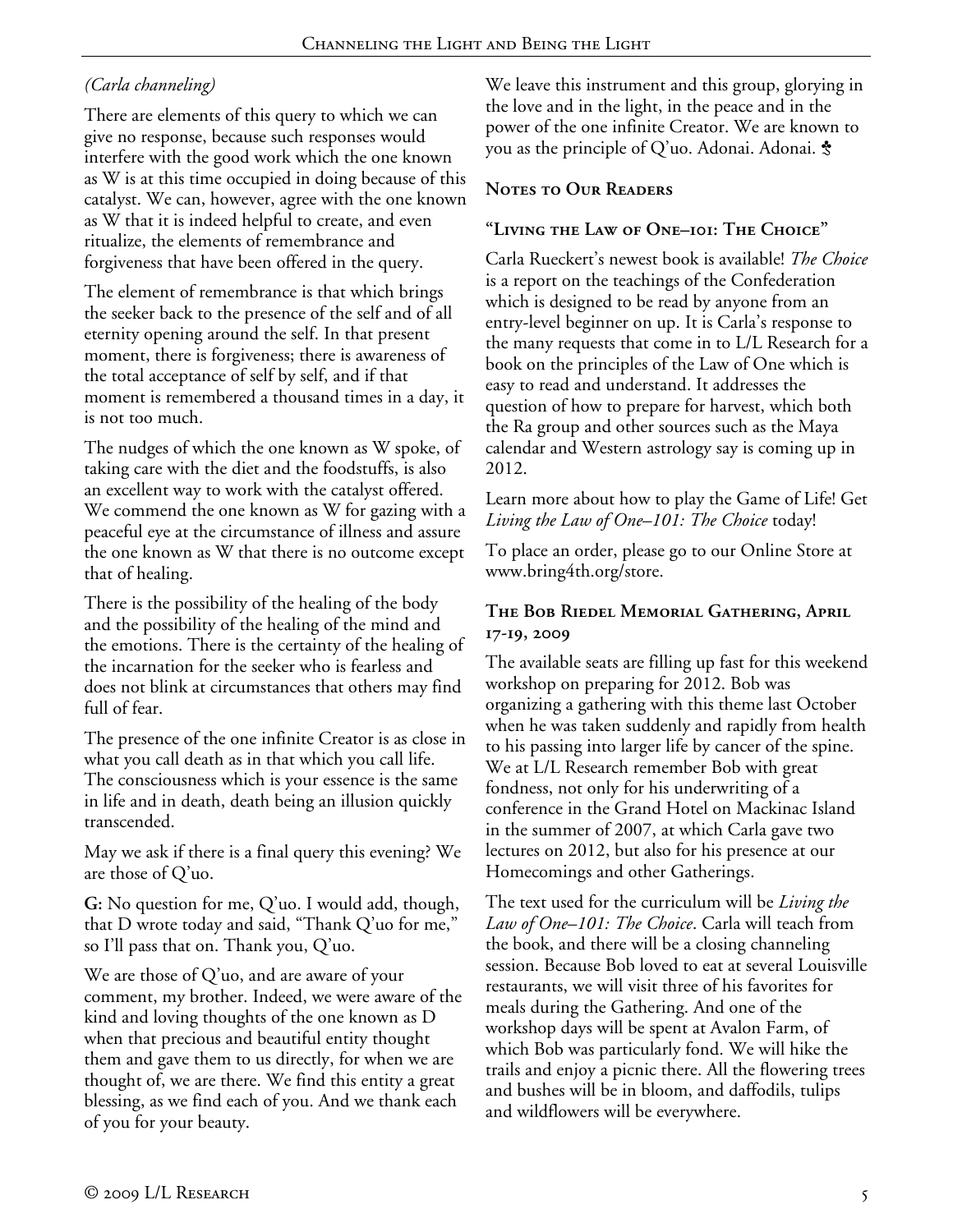*(Carla channeling)*

There are elements of this query to which we can give no response, because such responses would interfere with the good work which the one known as W is at this time occupied in doing because of this catalyst. We can, however, agree with the one known as W that it is indeed helpful to create, and even ritualize, the elements of remembrance and forgiveness that have been offered in the query.

The element of remembrance is that which brings the seeker back to the presence of the self and of all eternity opening around the self. In that present moment, there is forgiveness; there is awareness of the total acceptance of self by self, and if that moment is remembered a thousand times in a day, it is not too much.

The nudges of which the one known as W spoke, of taking care with the diet and the foodstuffs, is also an excellent way to work with the catalyst offered. We commend the one known as W for gazing with a peaceful eye at the circumstance of illness and assure the one known as W that there is no outcome except that of healing.

There is the possibility of the healing of the body and the possibility of the healing of the mind and the emotions. There is the certainty of the healing of the incarnation for the seeker who is fearless and does not blink at circumstances that others may find full of fear.

The presence of the one infinite Creator is as close in what you call death as in that which you call life. The consciousness which is your essence is the same in life and in death, death being an illusion quickly transcended.

May we ask if there is a final query this evening? We are those of Q'uo.

**G:** No question for me, Q'uo. I would add, though, that D wrote today and said, "Thank Q'uo for me," so I'll pass that on. Thank you, Q'uo.

We are those of Q'uo, and are aware of your comment, my brother. Indeed, we were aware of the kind and loving thoughts of the one known as D when that precious and beautiful entity thought them and gave them to us directly, for when we are thought of, we are there. We find this entity a great blessing, as we find each of you. And we thank each of you for your beauty.

We leave this instrument and this group, glorying in the love and in the light, in the peace and in the power of the one infinite Creator. We are known to you as the principle of Q'uo. Adonai. Adonai. ♣

## Notes to Our Readers

### "Living the Law of One–101: The Choice"

Carla Rueckert's newest book is available! *The Choice* is a report on the teachings of the Confederation which is designed to be read by anyone from an entry-level beginner on up. It is Carla's response to the many requests that come in to L/L Research for a book on the principles of the Law of One which is easy to read and understand. It addresses the question of how to prepare for harvest, which both the Ra group and other sources such as the Maya calendar and Western astrology say is coming up in 2012.

Learn more about how to play the Game of Life! Get *Living the Law of One–101: The Choice* today!

To place an order, please go to our Online Store at www.bring4th.org/store.

### The Bob Riedel Memorial Gathering, April 17-19, 2009

The available seats are filling up fast for this weekend workshop on preparing for 2012. Bob was organizing a gathering with this theme last October when he was taken suddenly and rapidly from health to his passing into larger life by cancer of the spine. We at L/L Research remember Bob with great fondness, not only for his underwriting of a conference in the Grand Hotel on Mackinac Island in the summer of 2007, at which Carla gave two lectures on 2012, but also for his presence at our Homecomings and other Gatherings.

The text used for the curriculum will be *Living the Law of One–101: The Choice*. Carla will teach from the book, and there will be a closing channeling session. Because Bob loved to eat at several Louisville restaurants, we will visit three of his favorites for meals during the Gathering. And one of the workshop days will be spent at Avalon Farm, of which Bob was particularly fond. We will hike the trails and enjoy a picnic there. All the flowering trees and bushes will be in bloom, and daffodils, tulips and wildflowers will be everywhere.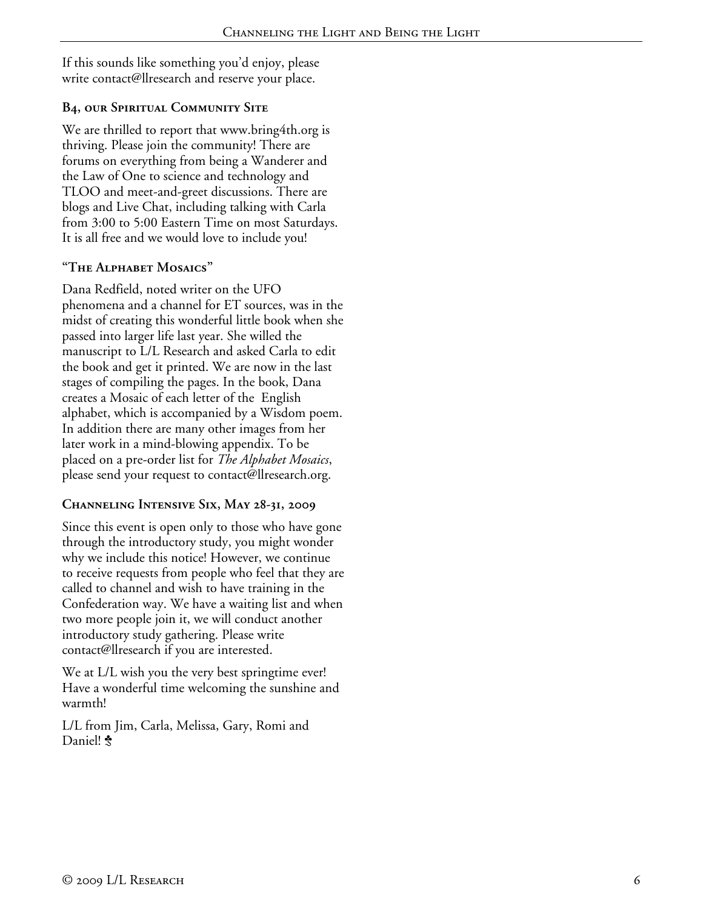If this sounds like something you'd enjoy, please write contact@llresearch and reserve your place.

### B4, our Spiritual Community Site

We are thrilled to report that www.bring4th.org is thriving. Please join the community! There are forums on everything from being a Wanderer and the Law of One to science and technology and TLOO and meet-and-greet discussions. There are blogs and Live Chat, including talking with Carla from 3:00 to 5:00 Eastern Time on most Saturdays. It is all free and we would love to include you!

### "The Alphabet Mosaics"

Dana Redfield, noted writer on the UFO phenomena and a channel for ET sources, was in the midst of creating this wonderful little book when she passed into larger life last year. She willed the manuscript to L/L Research and asked Carla to edit the book and get it printed. We are now in the last stages of compiling the pages. In the book, Dana creates a Mosaic of each letter of the English alphabet, which is accompanied by a Wisdom poem. In addition there are many other images from her later work in a mind-blowing appendix. To be placed on a pre-order list for *The Alphabet Mosaics*, please send your request to contact@llresearch.org.

### Channeling Intensive Six, May 28-31, 2009

Since this event is open only to those who have gone through the introductory study, you might wonder why we include this notice! However, we continue to receive requests from people who feel that they are called to channel and wish to have training in the Confederation way. We have a waiting list and when two more people join it, we will conduct another introductory study gathering. Please write contact@llresearch if you are interested.

We at L/L wish you the very best springtime ever! Have a wonderful time welcoming the sunshine and warmth!

L/L from Jim, Carla, Melissa, Gary, Romi and Daniel!